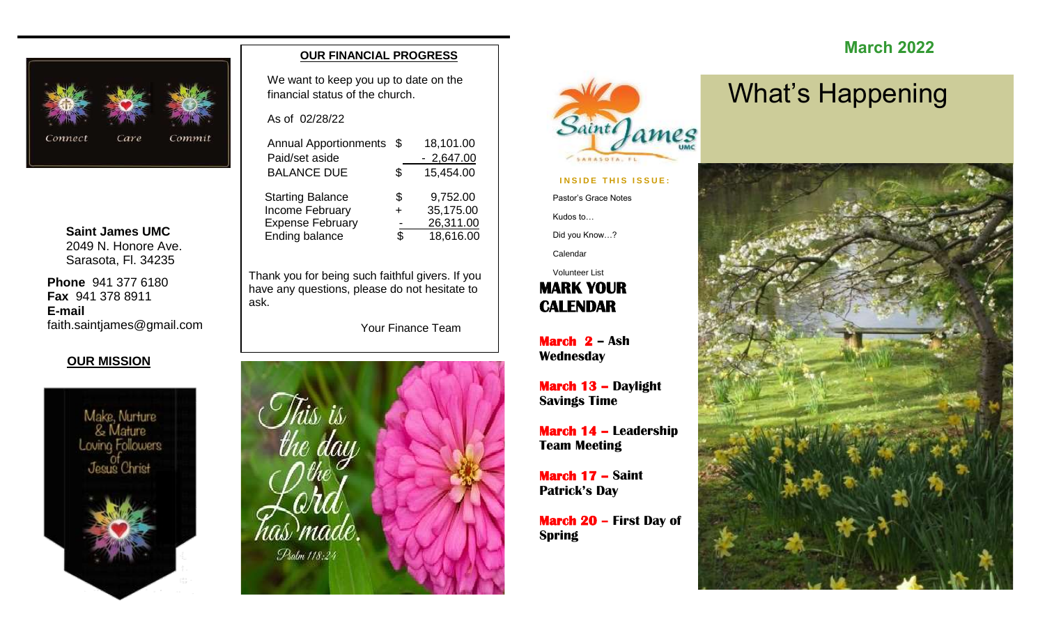Saint James UMC
2049 N. Honore Ave.
Sarasota, Fl. 34235

**Phone** 941 377 6180
**Fax** 941 378 8911
**E-mail**
faith.saintjames@gmail.com

**OUR MISSION**

## OUR FINANCIAL PROGRESS

We want to keep you up to date on the financial status of the church.

As of 02/28/22

| | | |
|---|---|---|
| Annual Apportionments | $ | 18,101.00 |
| Paid/set aside | | - 2,647.00 |
| BALANCE DUE | $ | 15,454.00 |

| | | |
|---|---|---|
| Starting Balance | $ | 9,752.00 |
| Income February | + | 35,175.00 |
| Expense February | - | 26,311.00 |
| Ending balance | $ | 18,616.00 |

Thank you for being such faithful givers. If you have any questions, please do not hesitate to ask.

Your Finance Team

**March 2022**

# What's Happening

**INSIDE THIS ISSUE:**

- Pastor's Grace Notes
- Kudos to…
- Did you Know…?
- Calendar
- Volunteer List

## MARK YOUR CALENDAR

**March 2 – Ash Wednesday**

**March 13 – Daylight Savings Time**

**March 14 – Leadership Team Meeting**

**March 17 – Saint Patrick's Day**

**March 20 – First Day of Spring**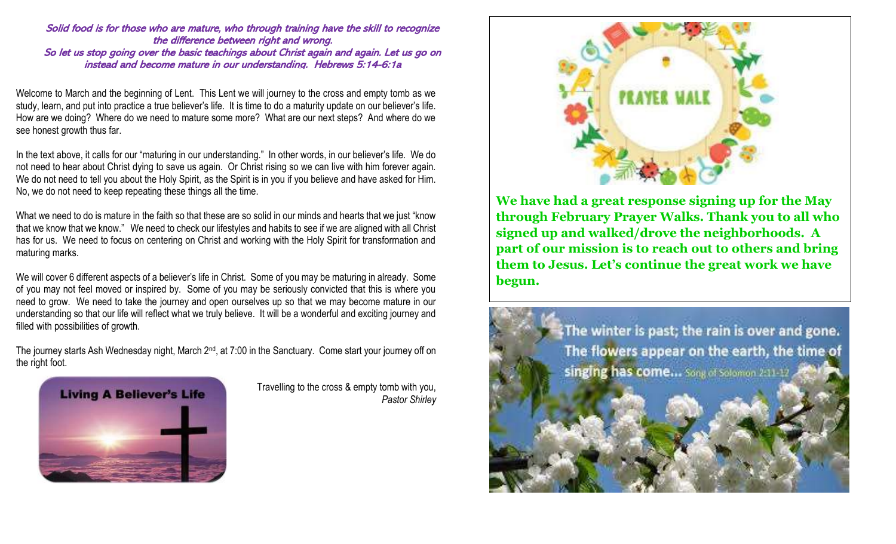*Solid food is for those who are mature, who through training have the skill to recognize the difference between right and wrong.*
*So let us stop going over the basic teachings about Christ again and again. Let us go on instead and become mature in our understanding. Hebrews 5:14-6:1a*

Welcome to March and the beginning of Lent. This Lent we will journey to the cross and empty tomb as we study, learn, and put into practice a true believer's life. It is time to do a maturity update on our believer's life. How are we doing? Where do we need to mature some more? What are our next steps? And where do we see honest growth thus far.

In the text above, it calls for our "maturing in our understanding." In other words, in our believer's life. We do not need to hear about Christ dying to save us again. Or Christ rising so we can live with him forever again. We do not need to tell you about the Holy Spirit, as the Spirit is in you if you believe and have asked for Him. No, we do not need to keep repeating these things all the time.

What we need to do is mature in the faith so that these are so solid in our minds and hearts that we just "know that we know that we know." We need to check our lifestyles and habits to see if we are aligned with all Christ has for us. We need to focus on centering on Christ and working with the Holy Spirit for transformation and maturing marks.

We will cover 6 different aspects of a believer's life in Christ. Some of you may be maturing in already. Some of you may not feel moved or inspired by. Some of you may be seriously convicted that this is where you need to grow. We need to take the journey and open ourselves up so that we may become mature in our understanding so that our life will reflect what we truly believe. It will be a wonderful and exciting journey and filled with possibilities of growth.

The journey starts Ash Wednesday night, March 2nd, at 7:00 in the Sanctuary. Come start your journey off on the right foot.

Living A Believer's Life

Travelling to the cross & empty tomb with you,
*Pastor Shirley*

PRAYER WALK

**We have had a great response signing up for the May through February Prayer Walks. Thank you to all who signed up and walked/drove the neighborhoods. A part of our mission is to reach out to others and bring them to Jesus. Let's continue the great work we have begun.**

The winter is past; the rain is over and gone. The flowers appear on the earth, the time of singing has come... Song of Solomon 2:11-12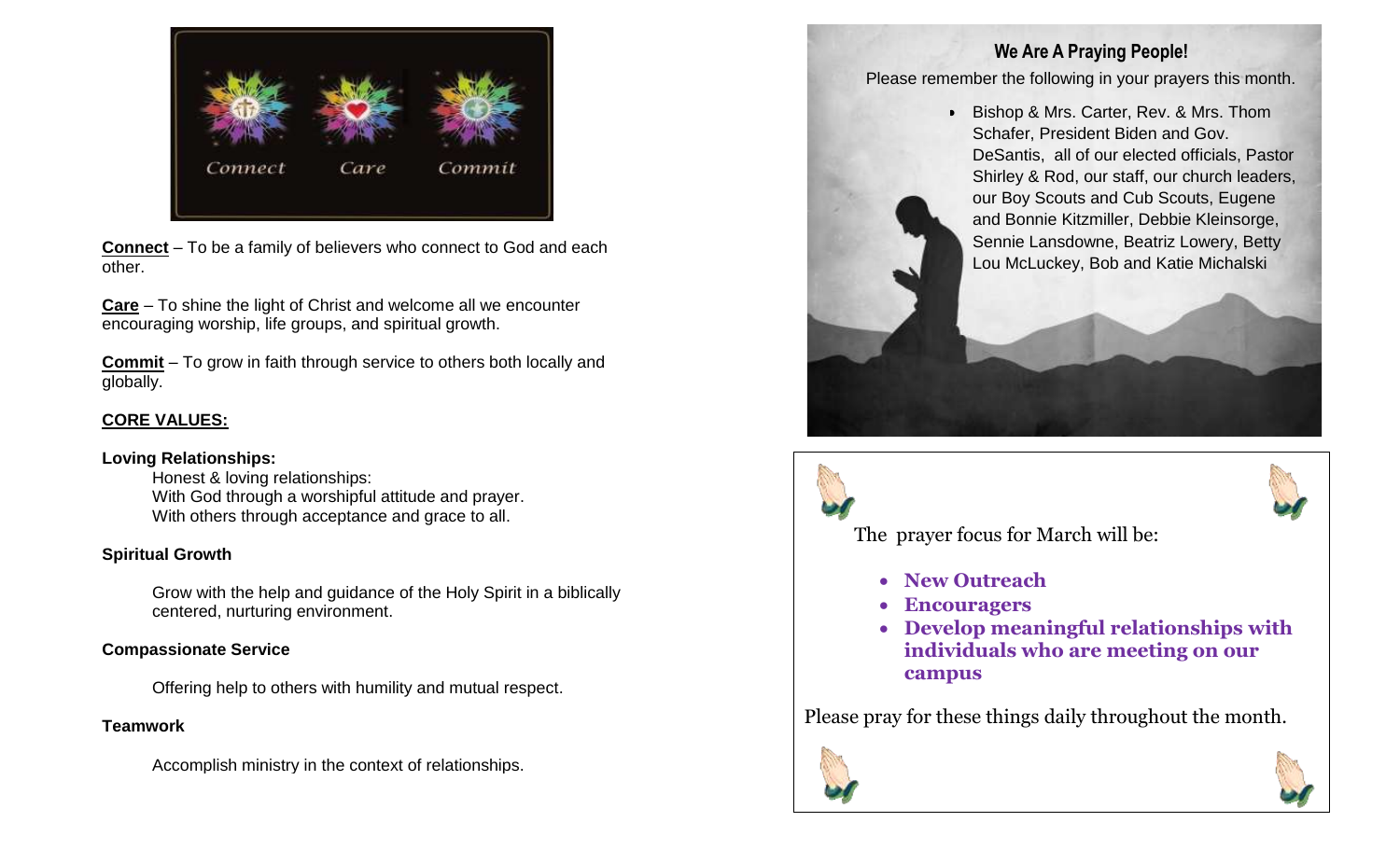Connect Care Commit

**Connect** – To be a family of believers who connect to God and each other.

**Care** – To shine the light of Christ and welcome all we encounter encouraging worship, life groups, and spiritual growth.

**Commit** – To grow in faith through service to others both locally and globally.

## CORE VALUES:

**Loving Relationships:**

Honest & loving relationships:
With God through a worshipful attitude and prayer.
With others through acceptance and grace to all.

**Spiritual Growth**

Grow with the help and guidance of the Holy Spirit in a biblically centered, nurturing environment.

**Compassionate Service**

Offering help to others with humility and mutual respect.

**Teamwork**

Accomplish ministry in the context of relationships.

## We Are A Praying People!

Please remember the following in your prayers this month.

- Bishop & Mrs. Carter, Rev. & Mrs. Thom Schafer, President Biden and Gov. DeSantis, all of our elected officials, Pastor Shirley & Rod, our staff, our church leaders, our Boy Scouts and Cub Scouts, Eugene and Bonnie Kitzmiller, Debbie Kleinsorge, Sennie Lansdowne, Beatriz Lowery, Betty Lou McLuckey, Bob and Katie Michalski

The prayer focus for March will be:

- **New Outreach**
- **Encouragers**
- **Develop meaningful relationships with individuals who are meeting on our campus**

Please pray for these things daily throughout the month.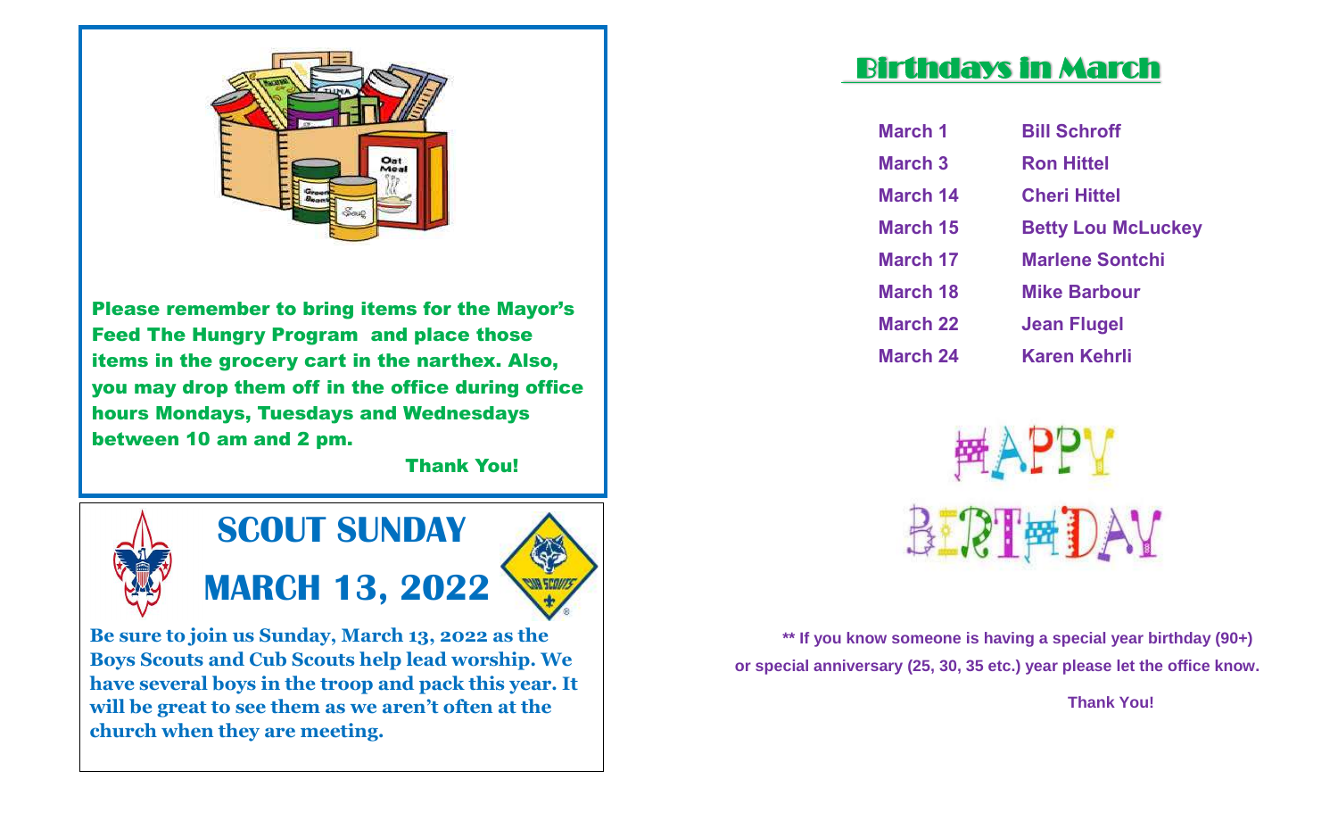Please remember to bring items for the Mayor's Feed The Hungry Program and place those items in the grocery cart in the narthex. Also, you may drop them off in the office during office hours Mondays, Tuesdays and Wednesdays between 10 am and 2 pm.

Thank You!

## SCOUT SUNDAY

## MARCH 13, 2022

**Be sure to join us Sunday, March 13, 2022 as the Boys Scouts and Cub Scouts help lead worship. We have several boys in the troop and pack this year. It will be great to see them as we aren't often at the church when they are meeting.**

## Birthdays in March

| | |
|---|---|
| March 1 | Bill Schroff |
| March 3 | Ron Hittel |
| March 14 | Cheri Hittel |
| March 15 | Betty Lou McLuckey |
| March 17 | Marlene Sontchi |
| March 18 | Mike Barbour |
| March 22 | Jean Flugel |
| March 24 | Karen Kehrli |

HAPPY BIRTHDAY

**** If you know someone is having a special year birthday (90+) or special anniversary (25, 30, 35 etc.) year please let the office know.**

**Thank You!**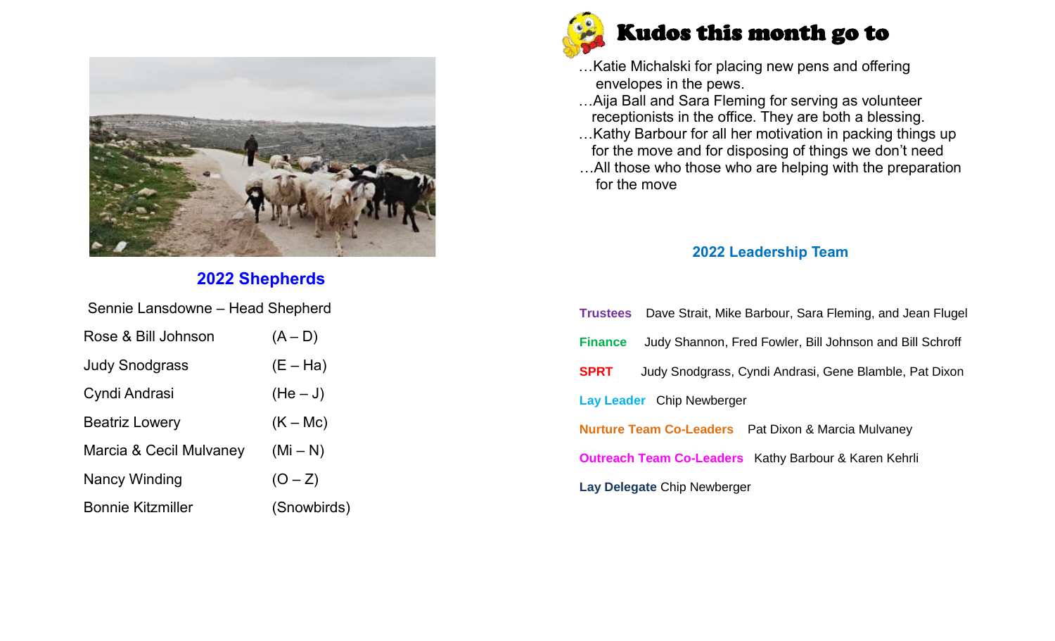## 2022 Shepherds

Sennie Lansdowne – Head Shepherd

| | |
|---|---|
| Rose & Bill Johnson | (A – D) |
| Judy Snodgrass | (E – Ha) |
| Cyndi Andrasi | (He – J) |
| Beatriz Lowery | (K – Mc) |
| Marcia & Cecil Mulvaney | (Mi – N) |
| Nancy Winding | (O – Z) |
| Bonnie Kitzmiller | (Snowbirds) |

## Kudos this month go to

…Katie Michalski for placing new pens and offering envelopes in the pews.

…Aija Ball and Sara Fleming for serving as volunteer receptionists in the office. They are both a blessing.

…Kathy Barbour for all her motivation in packing things up for the move and for disposing of things we don't need

…All those who those who are helping with the preparation for the move

## 2022 Leadership Team

**Trustees** Dave Strait, Mike Barbour, Sara Fleming, and Jean Flugel

**Finance** Judy Shannon, Fred Fowler, Bill Johnson and Bill Schroff

**SPRT** Judy Snodgrass, Cyndi Andrasi, Gene Blamble, Pat Dixon

**Lay Leader** Chip Newberger

**Nurture Team Co-Leaders** Pat Dixon & Marcia Mulvaney

**Outreach Team Co-Leaders** Kathy Barbour & Karen Kehrli

**Lay Delegate** Chip Newberger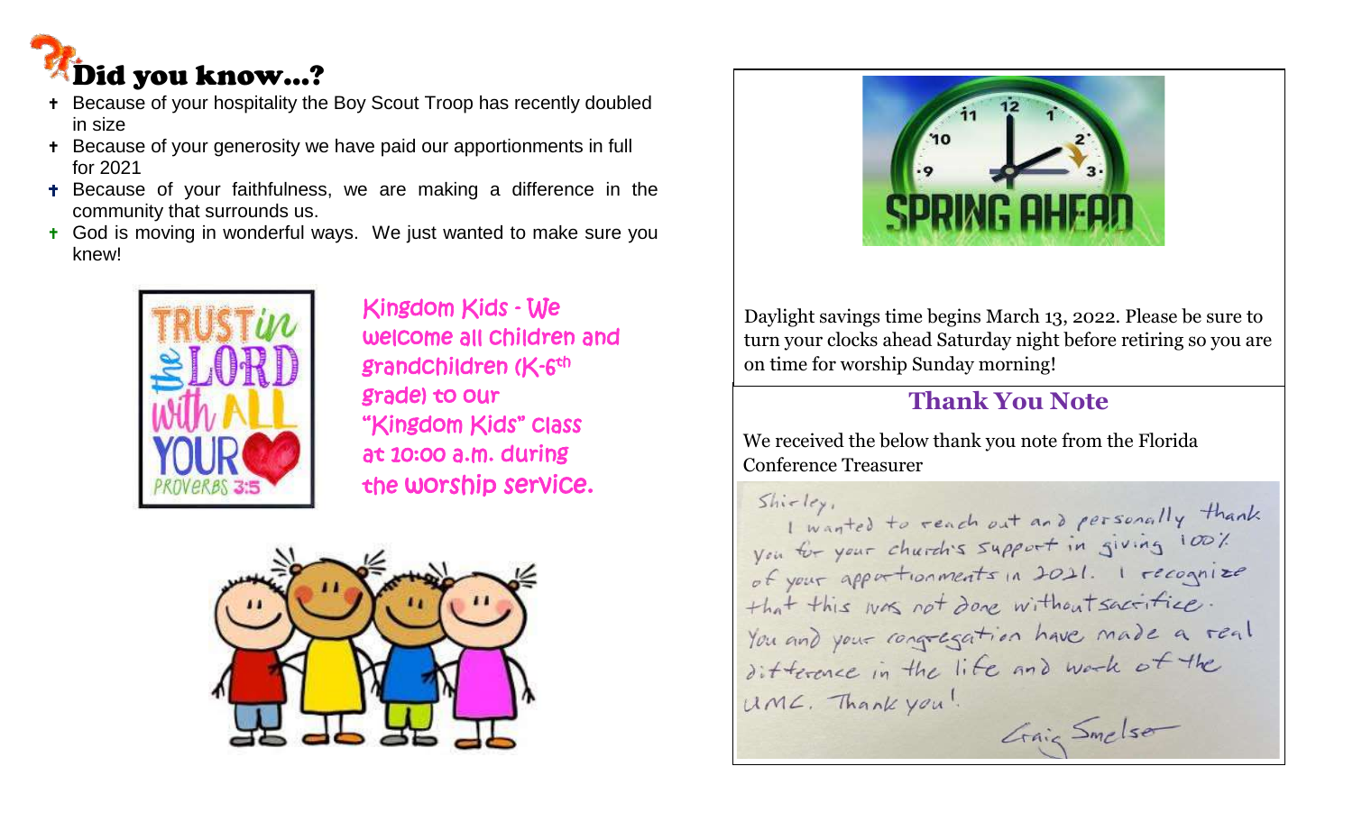## Did you know…?

- Because of your hospitality the Boy Scout Troop has recently doubled in size
- Because of your generosity we have paid our apportionments in full for 2021
- Because of your faithfulness, we are making a difference in the community that surrounds us.
- God is moving in wonderful ways. We just wanted to make sure you knew!

Kingdom Kids - We welcome all children and grandchildren (K-6th grade) to our "Kingdom Kids" class at 10:00 a.m. during the worship service.

Daylight savings time begins March 13, 2022. Please be sure to turn your clocks ahead Saturday night before retiring so you are on time for worship Sunday morning!

## Thank You Note

We received the below thank you note from the Florida Conference Treasurer

Shirley,
I wanted to reach out and personally thank you for your church's support in giving 100% of your apportionments in 2021. I recognize that this was not done without sacrifice. You and your congregation have made a real difference in the life and work of the UMC. Thank you!

Craig Smelser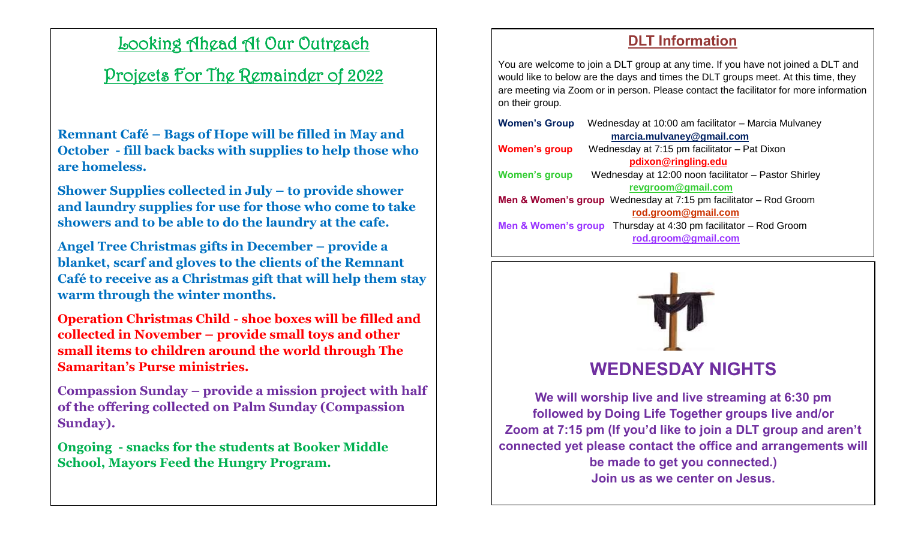# Looking Ahead At Our Outreach Projects For The Remainder of 2022

**Remnant Café – Bags of Hope will be filled in May and October - fill back backs with supplies to help those who are homeless.**

**Shower Supplies collected in July – to provide shower and laundry supplies for use for those who come to take showers and to be able to do the laundry at the cafe.**

**Angel Tree Christmas gifts in December – provide a blanket, scarf and gloves to the clients of the Remnant Café to receive as a Christmas gift that will help them stay warm through the winter months.**

**Operation Christmas Child - shoe boxes will be filled and collected in November – provide small toys and other small items to children around the world through The Samaritan's Purse ministries.**

**Compassion Sunday – provide a mission project with half of the offering collected on Palm Sunday (Compassion Sunday).**

**Ongoing - snacks for the students at Booker Middle School, Mayors Feed the Hungry Program.**

## DLT Information

You are welcome to join a DLT group at any time. If you have not joined a DLT and would like to below are the days and times the DLT groups meet. At this time, they are meeting via Zoom or in person. Please contact the facilitator for more information on their group.

**Women's Group** Wednesday at 10:00 am facilitator – Marcia Mulvaney
**marcia.mulvaney@gmail.com**

**Women's group** Wednesday at 7:15 pm facilitator – Pat Dixon
**pdixon@ringling.edu**

**Women's group** Wednesday at 12:00 noon facilitator – Pastor Shirley
**revgroom@gmail.com**

**Men & Women's group** Wednesday at 7:15 pm facilitator – Rod Groom
**rod.groom@gmail.com**

**Men & Women's group** Thursday at 4:30 pm facilitator – Rod Groom
**rod.groom@gmail.com**

## WEDNESDAY NIGHTS

**We will worship live and live streaming at 6:30 pm followed by Doing Life Together groups live and/or Zoom at 7:15 pm (If you'd like to join a DLT group and aren't connected yet please contact the office and arrangements will be made to get you connected.)**
**Join us as we center on Jesus.**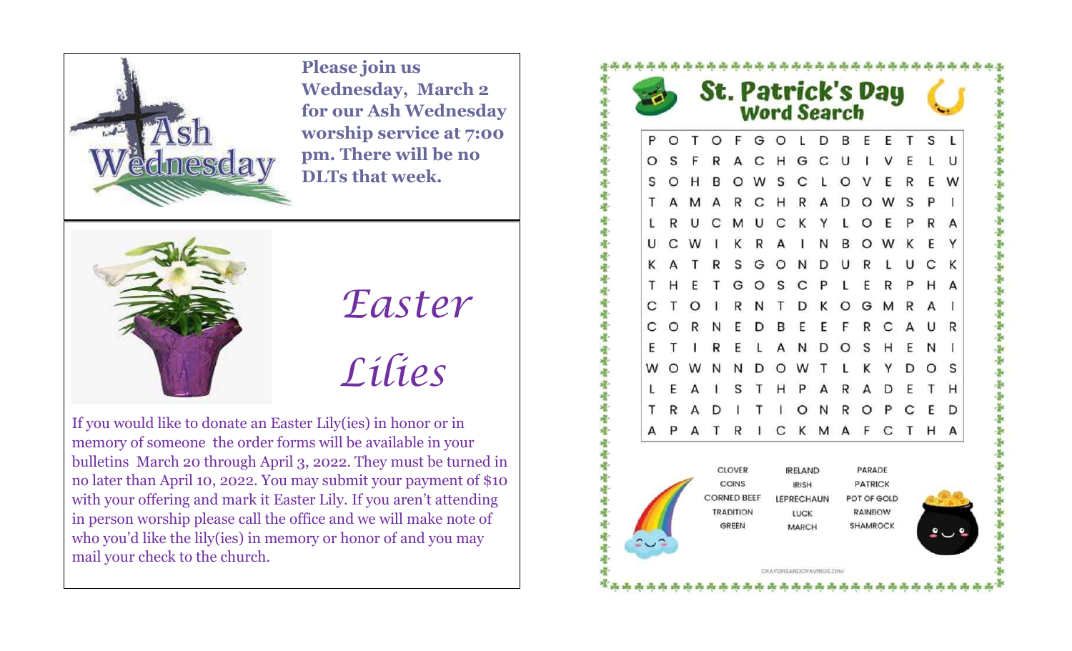**Please join us Wednesday, March 2 for our Ash Wednesday worship service at 7:00 pm. There will be no DLTs that week.**

# *Easter Lilies*

If you would like to donate an Easter Lily(ies) in honor or in memory of someone the order forms will be available in your bulletins March 20 through April 3, 2022. They must be turned in no later than April 10, 2022. You may submit your payment of $10 with your offering and mark it Easter Lily. If you aren't attending in person worship please call the office and we will make note of who you'd like the lily(ies) in memory or honor of and you may mail your check to the church.

# St. Patrick's Day Word Search

```
P O T O F G O L D B E E T S L
O S F R A C H G C U I V E L U
S O H B O W S C L O V E R E W
T A M A R C H R A D O W S P I
L R U C M U C K Y L O E P R A
U C W I K R A I N B O W K E Y
K A T R S G O N D U R L U C K
T H E T G O S C P L E R P H A
C T O I R N T D K O G M R A I
C O R N E D B E E F R C A U R
E T I R E L A N D O S H E N I
W O W N N D O W T L K Y D O S
L E A I S T H P A R A D E T H
T R A D I T I O N R O P C E D
A P A T R I C K M A F C T H A
```

| | | |
|---|---|---|
| CLOVER | IRELAND | PARADE |
| COINS | IRISH | PATRICK |
| CORNED BEEF | LEPRECHAUN | POT OF GOLD |
| TRADITION | LUCK | RAINBOW |
| GREEN | MARCH | SHAMROCK |

CRAYONSANDCRAVINGS.COM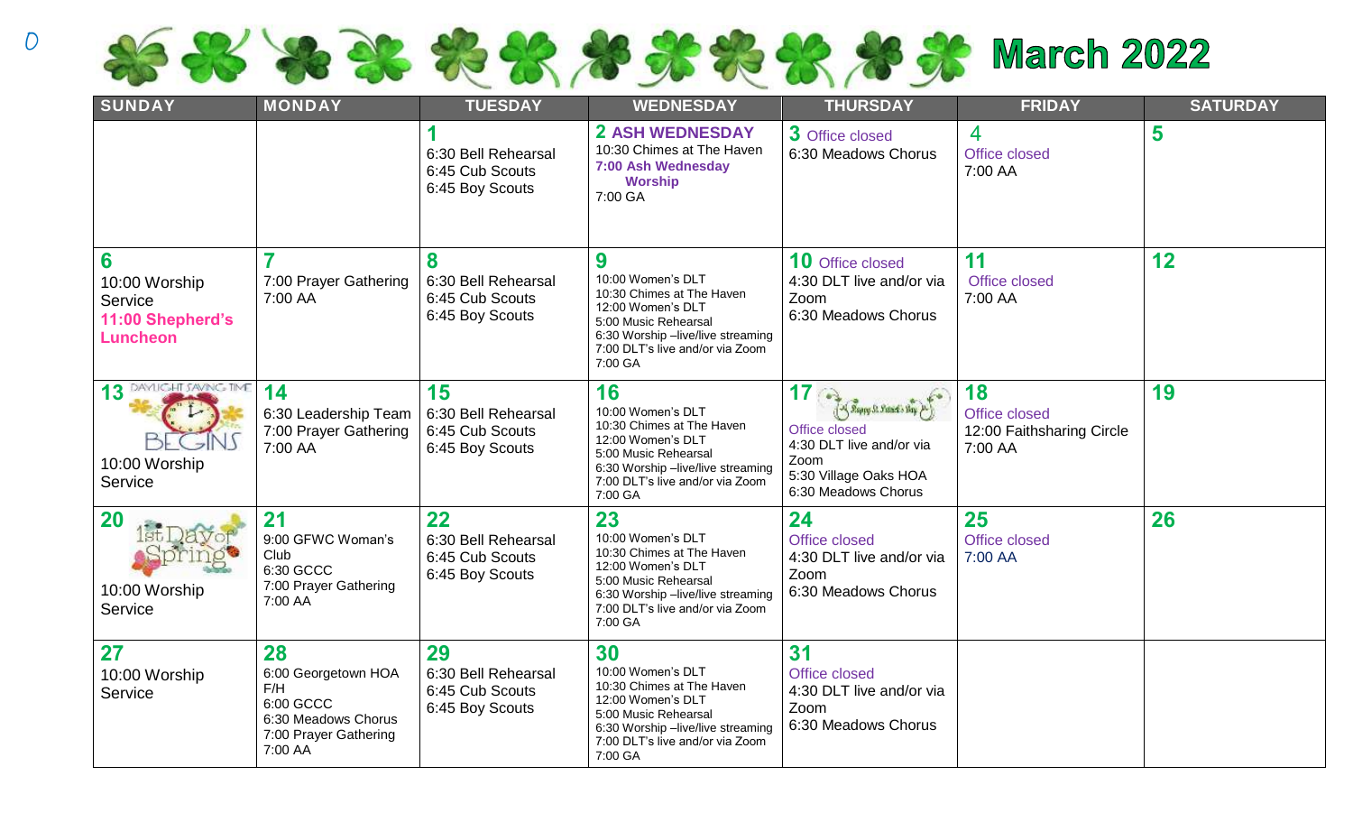# March 2022

| SUNDAY | MONDAY | TUESDAY | WEDNESDAY | THURSDAY | FRIDAY | SATURDAY |
|---|---|---|---|---|---|---|
| | | **1**<br>6:30 Bell Rehearsal<br>6:45 Cub Scouts<br>6:45 Boy Scouts | **2 ASH WEDNESDAY**<br>10:30 Chimes at The Haven<br>**7:00 Ash Wednesday Worship**<br>7:00 GA | **3** Office closed<br>6:30 Meadows Chorus | **4**<br>Office closed<br>7:00 AA | **5** |
| **6**<br>10:00 Worship Service<br>**11:00 Shepherd's Luncheon** | **7**<br>7:00 Prayer Gathering<br>7:00 AA | **8**<br>6:30 Bell Rehearsal<br>6:45 Cub Scouts<br>6:45 Boy Scouts | **9**<br>10:00 Women's DLT<br>10:30 Chimes at The Haven<br>12:00 Women's DLT<br>5:00 Music Rehearsal<br>6:30 Worship –live/live streaming<br>7:00 DLT's live and/or via Zoom<br>7:00 GA | **10** Office closed<br>4:30 DLT live and/or via Zoom<br>6:30 Meadows Chorus | **11**<br>Office closed<br>7:00 AA | **12** |
| **13** DAYLIGHT SAVING TIME BEGINS<br>10:00 Worship Service | **14**<br>6:30 Leadership Team<br>7:00 Prayer Gathering<br>7:00 AA | **15**<br>6:30 Bell Rehearsal<br>6:45 Cub Scouts<br>6:45 Boy Scouts | **16**<br>10:00 Women's DLT<br>10:30 Chimes at The Haven<br>12:00 Women's DLT<br>5:00 Music Rehearsal<br>6:30 Worship –live/live streaming<br>7:00 DLT's live and/or via Zoom<br>7:00 GA | **17** Happy St. Patrick's Day<br>Office closed<br>4:30 DLT live and/or via Zoom<br>5:30 Village Oaks HOA<br>6:30 Meadows Chorus | **18**<br>Office closed<br>12:00 Faithsharing Circle<br>7:00 AA | **19** |
| **20** 1st Day of Spring<br>10:00 Worship Service | **21**<br>9:00 GFWC Woman's Club<br>6:30 GCCC<br>7:00 Prayer Gathering<br>7:00 AA | **22**<br>6:30 Bell Rehearsal<br>6:45 Cub Scouts<br>6:45 Boy Scouts | **23**<br>10:00 Women's DLT<br>10:30 Chimes at The Haven<br>12:00 Women's DLT<br>5:00 Music Rehearsal<br>6:30 Worship –live/live streaming<br>7:00 DLT's live and/or via Zoom<br>7:00 GA | **24**<br>Office closed<br>4:30 DLT live and/or via Zoom<br>6:30 Meadows Chorus | **25**<br>Office closed<br>7:00 AA | **26** |
| **27**<br>10:00 Worship Service | **28**<br>6:00 Georgetown HOA F/H<br>6:00 GCCC<br>6:30 Meadows Chorus<br>7:00 Prayer Gathering<br>7:00 AA | **29**<br>6:30 Bell Rehearsal<br>6:45 Cub Scouts<br>6:45 Boy Scouts | **30**<br>10:00 Women's DLT<br>10:30 Chimes at The Haven<br>12:00 Women's DLT<br>5:00 Music Rehearsal<br>6:30 Worship –live/live streaming<br>7:00 DLT's live and/or via Zoom<br>7:00 GA | **31**<br>Office closed<br>4:30 DLT live and/or via Zoom<br>6:30 Meadows Chorus | | |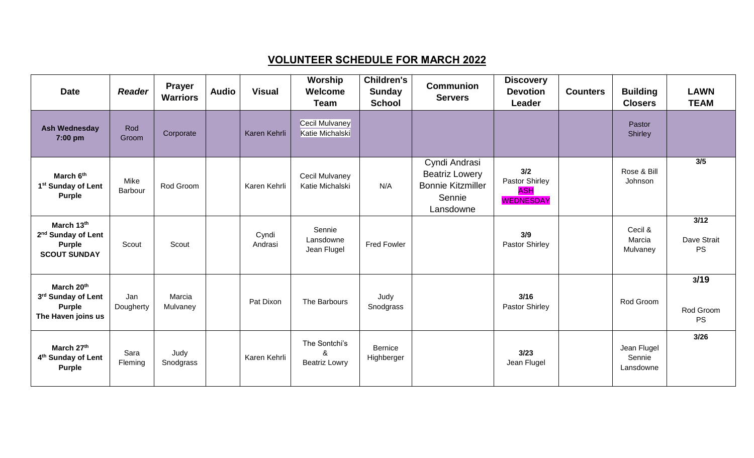## VOLUNTEER SCHEDULE FOR MARCH 2022

| Date | *Reader* | Prayer Warriors | Audio | Visual | Worship Welcome Team | Children's Sunday School | Communion Servers | Discovery Devotion Leader | Counters | Building Closers | LAWN TEAM |
|---|---|---|---|---|---|---|---|---|---|---|---|
| **Ash Wednesday 7:00 pm** | Rod Groom | Corporate | | Karen Kehrli | Cecil Mulvaney Katie Michalski | | | | | Pastor Shirley | |
| **March 6th 1st Sunday of Lent Purple** | Mike Barbour | Rod Groom | | Karen Kehrli | Cecil Mulvaney Katie Michalski | N/A | Cyndi Andrasi Beatriz Lowery Bonnie Kitzmiller Sennie Lansdowne | **3/2** Pastor Shirley ASH WEDNESDAY | | Rose & Bill Johnson | **3/5** |
| **March 13th 2nd Sunday of Lent Purple SCOUT SUNDAY** | Scout | Scout | | Cyndi Andrasi | Sennie Lansdowne Jean Flugel | Fred Fowler | | **3/9** Pastor Shirley | | Cecil & Marcia Mulvaney | **3/12** Dave Strait PS |
| **March 20th 3rd Sunday of Lent Purple The Haven joins us** | Jan Dougherty | Marcia Mulvaney | | Pat Dixon | The Barbours | Judy Snodgrass | | **3/16** Pastor Shirley | | Rod Groom | **3/19** Rod Groom PS |
| **March 27th 4th Sunday of Lent Purple** | Sara Fleming | Judy Snodgrass | | Karen Kehrli | The Sontchi's & Beatriz Lowry | Bernice Highberger | | **3/23** Jean Flugel | | Jean Flugel Sennie Lansdowne | **3/26** |